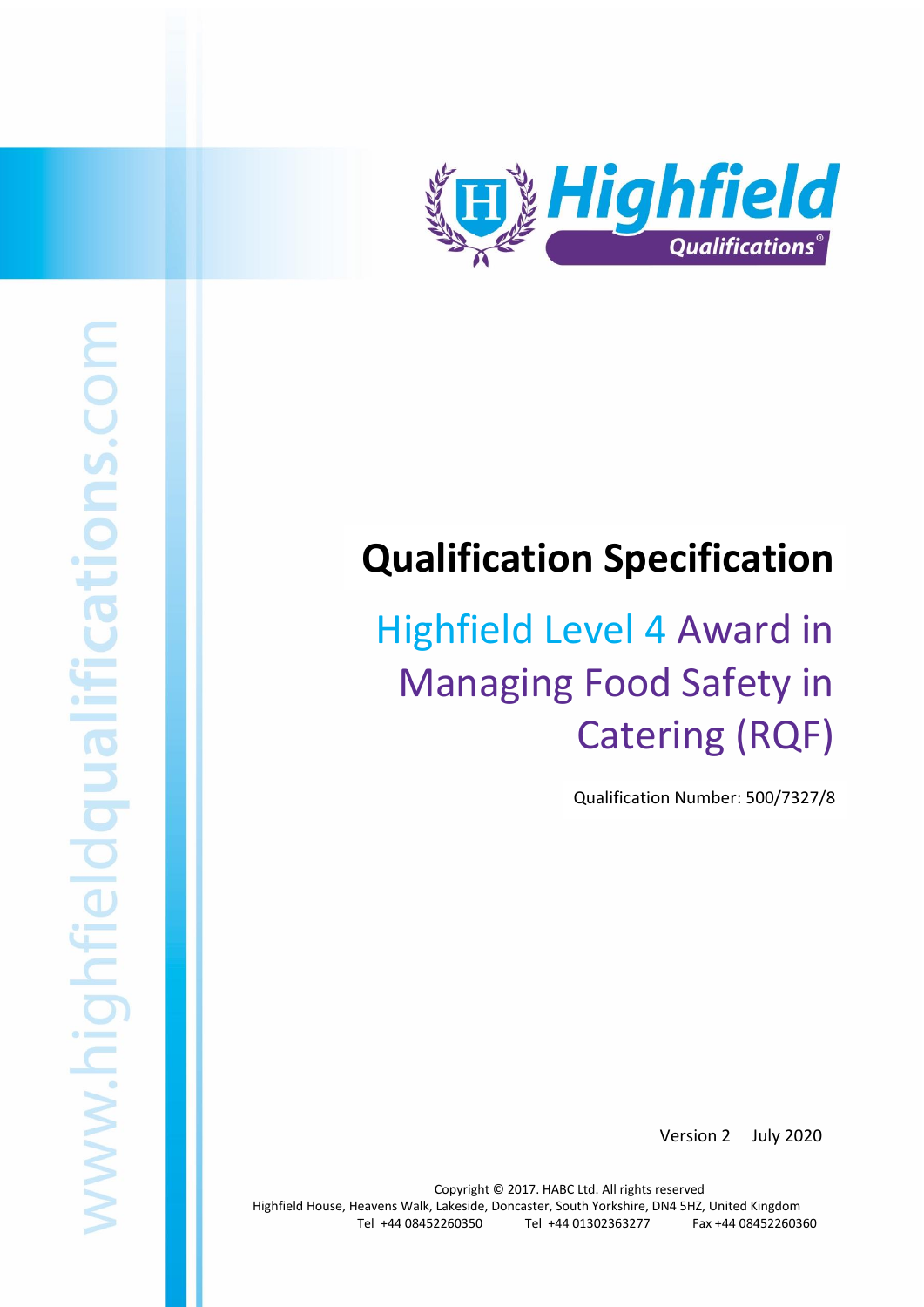# Qualification Specification

## Highfield Level 4 Award in Managing Food Safety in Catering (RQF)

Qualification Number: 500/7327/8

Version 2 July 2020

Copyright © 2017. HABC Ltd. All rights reserved

Highfield House, Heavens Walk, Lakeside, Doncaster, South Yorkshire, DN4 5HZ, United Kingdom

Tel +44 08452260350 Tel +44 01302363277 Fax +44 08452260360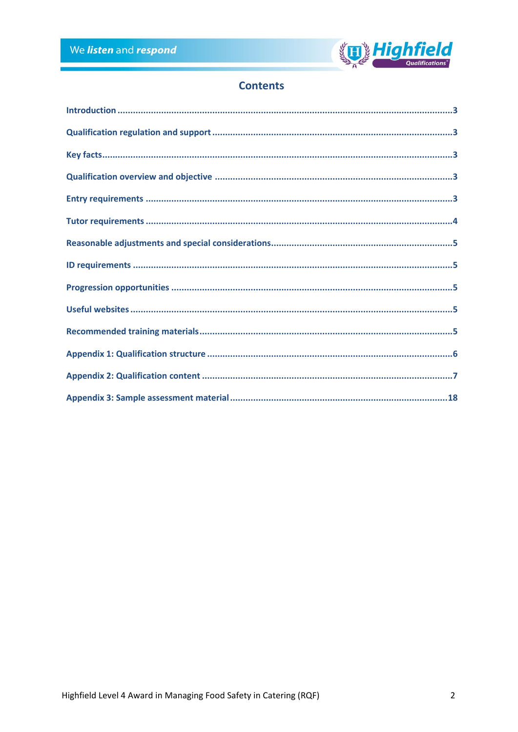## Contents

| | |
|---|---|
| Introduction | 3 |
| Qualification regulation and support | 3 |
| Key facts | 3 |
| Qualification overview and objective | 3 |
| Entry requirements | 3 |
| Tutor requirements | 4 |
| Reasonable adjustments and special considerations | 5 |
| ID requirements | 5 |
| Progression opportunities | 5 |
| Useful websites | 5 |
| Recommended training materials | 5 |
| Appendix 1: Qualification structure | 6 |
| Appendix 2: Qualification content | 7 |
| Appendix 3: Sample assessment material | 18 |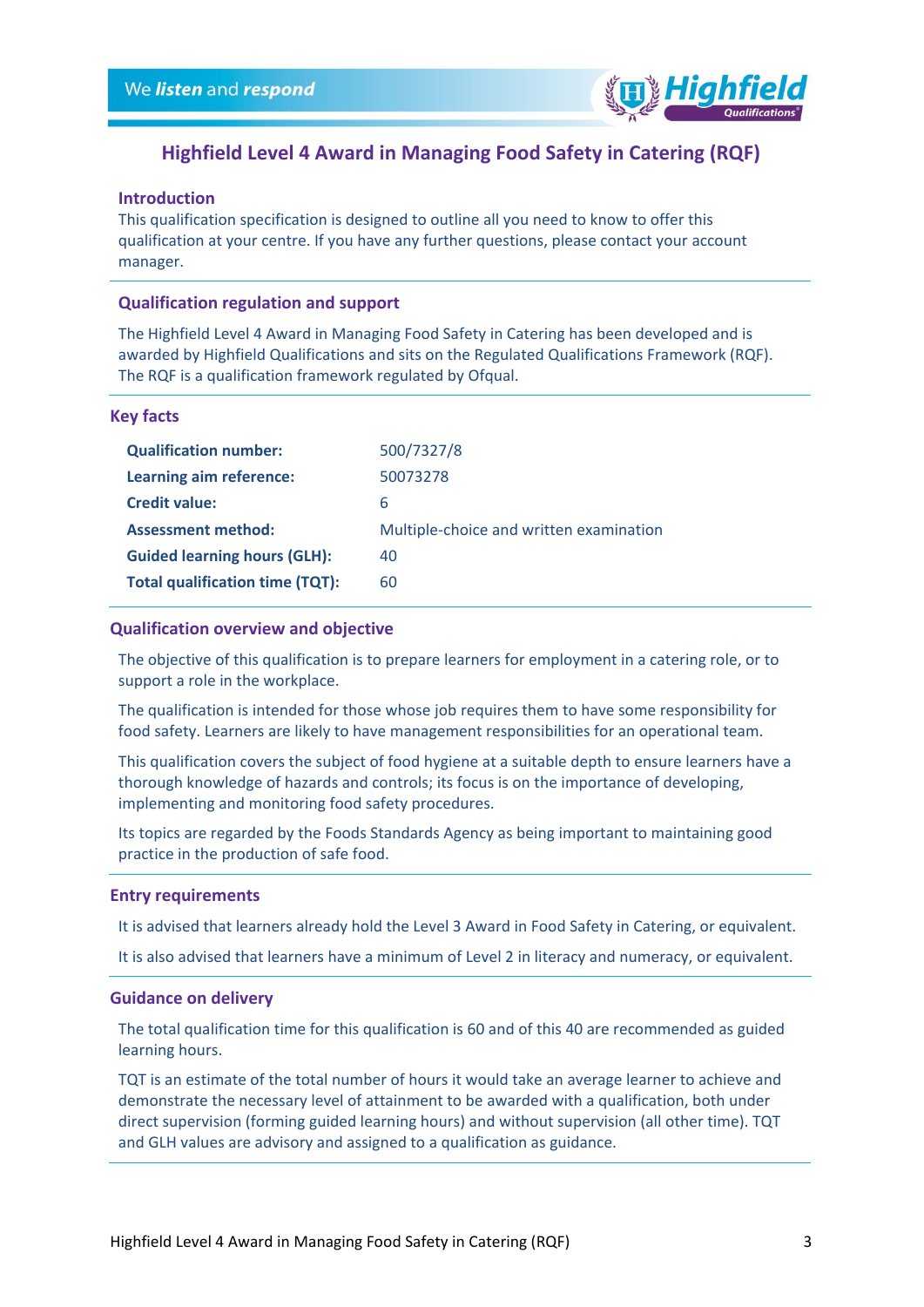# Highfield Level 4 Award in Managing Food Safety in Catering (RQF)

## Introduction

This qualification specification is designed to outline all you need to know to offer this qualification at your centre. If you have any further questions, please contact your account manager.

## Qualification regulation and support

The Highfield Level 4 Award in Managing Food Safety in Catering has been developed and is awarded by Highfield Qualifications and sits on the Regulated Qualifications Framework (RQF). The RQF is a qualification framework regulated by Ofqual.

## Key facts

| | |
|---|---|
| **Qualification number:** | 500/7327/8 |
| **Learning aim reference:** | 50073278 |
| **Credit value:** | 6 |
| **Assessment method:** | Multiple-choice and written examination |
| **Guided learning hours (GLH):** | 40 |
| **Total qualification time (TQT):** | 60 |

## Qualification overview and objective

The objective of this qualification is to prepare learners for employment in a catering role, or to support a role in the workplace.

The qualification is intended for those whose job requires them to have some responsibility for food safety. Learners are likely to have management responsibilities for an operational team.

This qualification covers the subject of food hygiene at a suitable depth to ensure learners have a thorough knowledge of hazards and controls; its focus is on the importance of developing, implementing and monitoring food safety procedures.

Its topics are regarded by the Foods Standards Agency as being important to maintaining good practice in the production of safe food.

## Entry requirements

It is advised that learners already hold the Level 3 Award in Food Safety in Catering, or equivalent.

It is also advised that learners have a minimum of Level 2 in literacy and numeracy, or equivalent.

## Guidance on delivery

The total qualification time for this qualification is 60 and of this 40 are recommended as guided learning hours.

TQT is an estimate of the total number of hours it would take an average learner to achieve and demonstrate the necessary level of attainment to be awarded with a qualification, both under direct supervision (forming guided learning hours) and without supervision (all other time). TQT and GLH values are advisory and assigned to a qualification as guidance.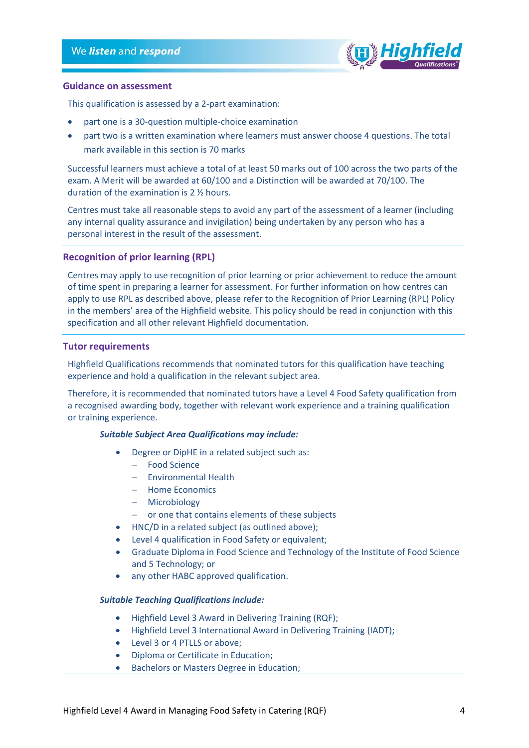## Guidance on assessment

This qualification is assessed by a 2-part examination:

- part one is a 30-question multiple-choice examination
- part two is a written examination where learners must answer choose 4 questions. The total mark available in this section is 70 marks

Successful learners must achieve a total of at least 50 marks out of 100 across the two parts of the exam. A Merit will be awarded at 60/100 and a Distinction will be awarded at 70/100. The duration of the examination is 2 ½ hours.

Centres must take all reasonable steps to avoid any part of the assessment of a learner (including any internal quality assurance and invigilation) being undertaken by any person who has a personal interest in the result of the assessment.

## Recognition of prior learning (RPL)

Centres may apply to use recognition of prior learning or prior achievement to reduce the amount of time spent in preparing a learner for assessment. For further information on how centres can apply to use RPL as described above, please refer to the Recognition of Prior Learning (RPL) Policy in the members' area of the Highfield website. This policy should be read in conjunction with this specification and all other relevant Highfield documentation.

## Tutor requirements

Highfield Qualifications recommends that nominated tutors for this qualification have teaching experience and hold a qualification in the relevant subject area.

Therefore, it is recommended that nominated tutors have a Level 4 Food Safety qualification from a recognised awarding body, together with relevant work experience and a training qualification or training experience.

***Suitable Subject Area Qualifications may include:***

- Degree or DipHE in a related subject such as:
  - Food Science
  - Environmental Health
  - Home Economics
  - Microbiology
  - or one that contains elements of these subjects
- HNC/D in a related subject (as outlined above);
- Level 4 qualification in Food Safety or equivalent;
- Graduate Diploma in Food Science and Technology of the Institute of Food Science and 5 Technology; or
- any other HABC approved qualification.

***Suitable Teaching Qualifications include:***

- Highfield Level 3 Award in Delivering Training (RQF);
- Highfield Level 3 International Award in Delivering Training (IADT);
- Level 3 or 4 PTLLS or above;
- Diploma or Certificate in Education;
- Bachelors or Masters Degree in Education;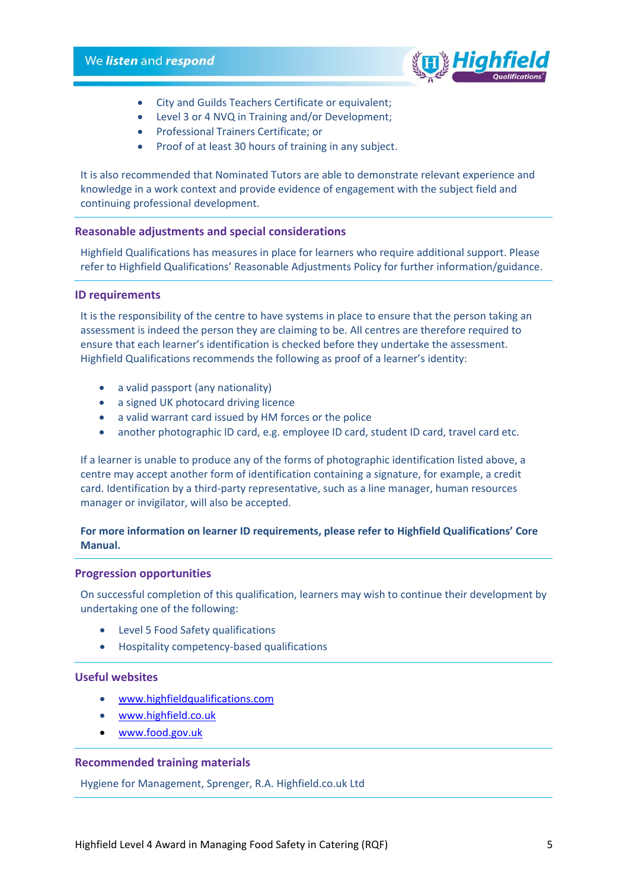- City and Guilds Teachers Certificate or equivalent;
- Level 3 or 4 NVQ in Training and/or Development;
- Professional Trainers Certificate; or
- Proof of at least 30 hours of training in any subject.

It is also recommended that Nominated Tutors are able to demonstrate relevant experience and knowledge in a work context and provide evidence of engagement with the subject field and continuing professional development.

## Reasonable adjustments and special considerations

Highfield Qualifications has measures in place for learners who require additional support. Please refer to Highfield Qualifications' Reasonable Adjustments Policy for further information/guidance.

## ID requirements

It is the responsibility of the centre to have systems in place to ensure that the person taking an assessment is indeed the person they are claiming to be. All centres are therefore required to ensure that each learner's identification is checked before they undertake the assessment. Highfield Qualifications recommends the following as proof of a learner's identity:

- a valid passport (any nationality)
- a signed UK photocard driving licence
- a valid warrant card issued by HM forces or the police
- another photographic ID card, e.g. employee ID card, student ID card, travel card etc.

If a learner is unable to produce any of the forms of photographic identification listed above, a centre may accept another form of identification containing a signature, for example, a credit card. Identification by a third-party representative, such as a line manager, human resources manager or invigilator, will also be accepted.

**For more information on learner ID requirements, please refer to Highfield Qualifications' Core Manual.**

## Progression opportunities

On successful completion of this qualification, learners may wish to continue their development by undertaking one of the following:

- Level 5 Food Safety qualifications
- Hospitality competency-based qualifications

## Useful websites

- www.highfieldqualifications.com
- www.highfield.co.uk
- www.food.gov.uk

## Recommended training materials

Hygiene for Management, Sprenger, R.A. Highfield.co.uk Ltd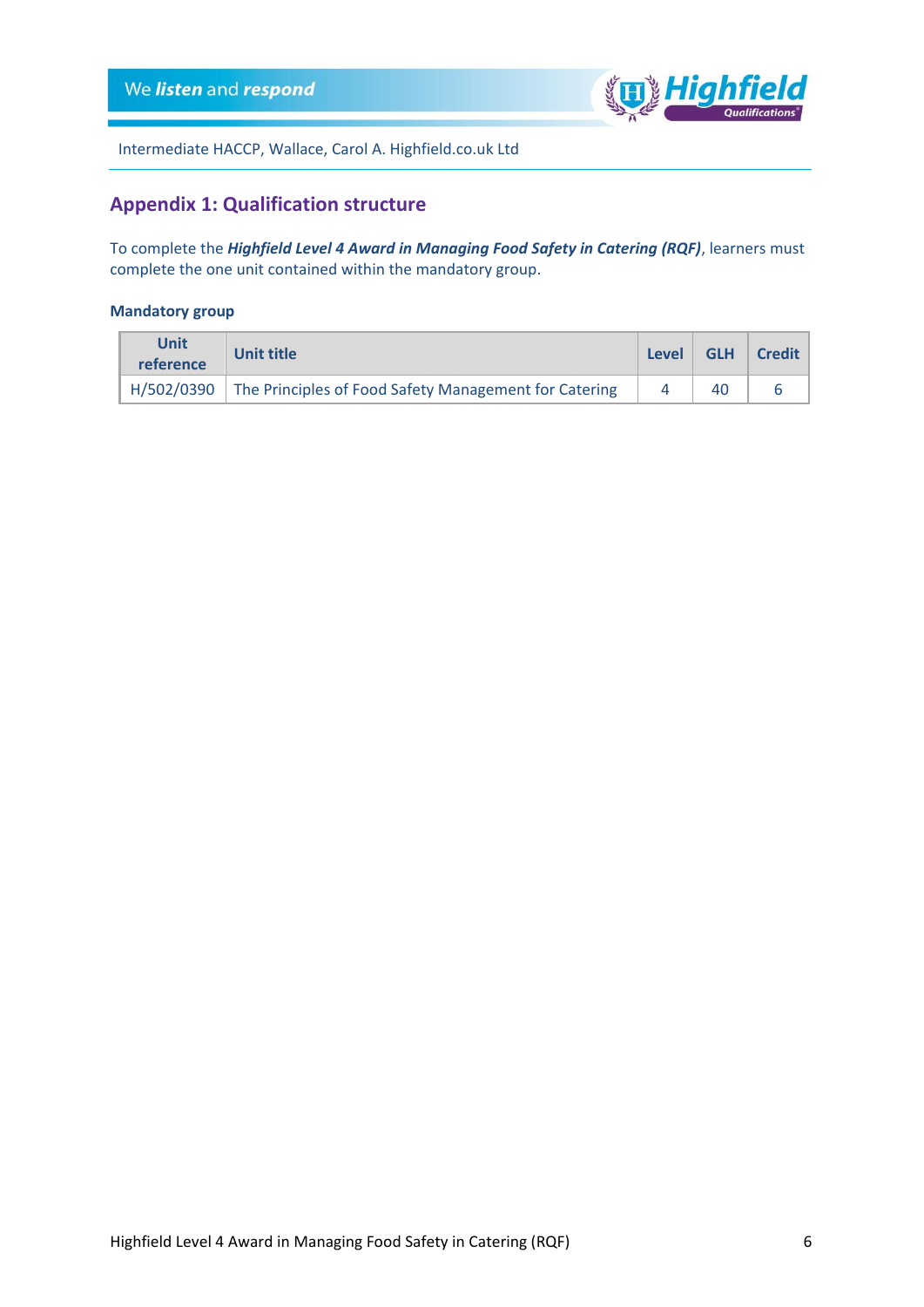## Appendix 1: Qualification structure

To complete the ***Highfield Level 4 Award in Managing Food Safety in Catering (RQF)***, learners must complete the one unit contained within the mandatory group.

**Mandatory group**

| Unit reference | Unit title | Level | GLH | Credit |
|---|---|---|---|---|
| H/502/0390 | The Principles of Food Safety Management for Catering | 4 | 40 | 6 |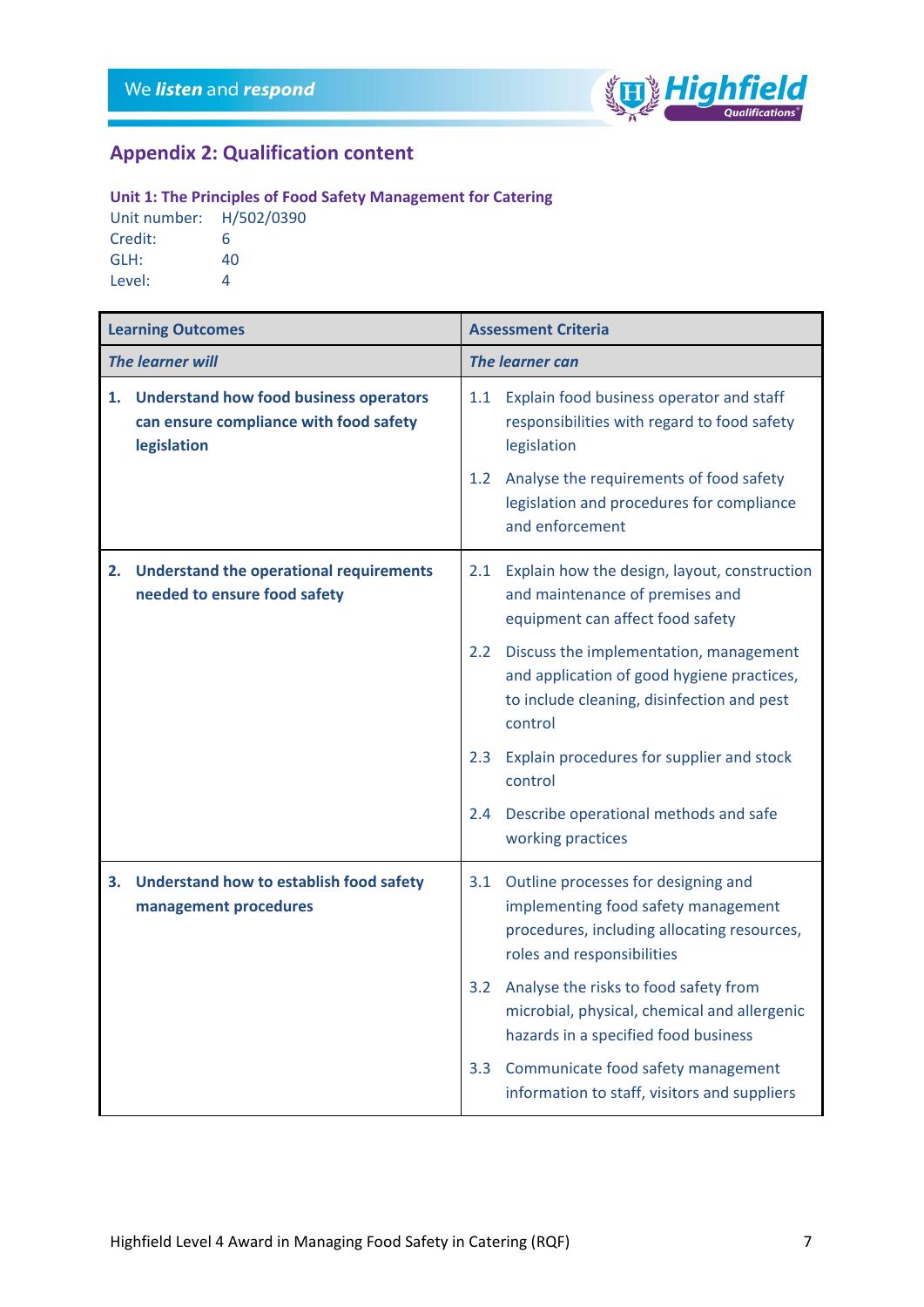## Appendix 2: Qualification content

**Unit 1: The Principles of Food Safety Management for Catering**

Unit number: H/502/0390
Credit: 6
GLH: 40
Level: 4

| Learning Outcomes | Assessment Criteria |
|---|---|
| ***The learner will*** | ***The learner can*** |
| **1. Understand how food business operators can ensure compliance with food safety legislation** | 1.1 Explain food business operator and staff responsibilities with regard to food safety legislation<br><br>1.2 Analyse the requirements of food safety legislation and procedures for compliance and enforcement |
| **2. Understand the operational requirements needed to ensure food safety** | 2.1 Explain how the design, layout, construction and maintenance of premises and equipment can affect food safety<br><br>2.2 Discuss the implementation, management and application of good hygiene practices, to include cleaning, disinfection and pest control<br><br>2.3 Explain procedures for supplier and stock control<br><br>2.4 Describe operational methods and safe working practices |
| **3. Understand how to establish food safety management procedures** | 3.1 Outline processes for designing and implementing food safety management procedures, including allocating resources, roles and responsibilities<br><br>3.2 Analyse the risks to food safety from microbial, physical, chemical and allergenic hazards in a specified food business<br><br>3.3 Communicate food safety management information to staff, visitors and suppliers |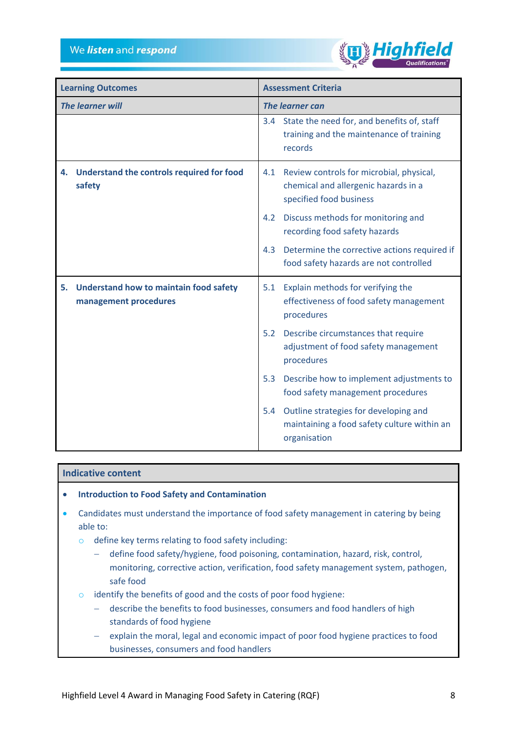| Learning Outcomes | Assessment Criteria |
|---|---|
| ***The learner will*** | ***The learner can*** |
| | 3.4 State the need for, and benefits of, staff training and the maintenance of training records |
| **4. Understand the controls required for food safety** | 4.1 Review controls for microbial, physical, chemical and allergenic hazards in a specified food business<br>4.2 Discuss methods for monitoring and recording food safety hazards<br>4.3 Determine the corrective actions required if food safety hazards are not controlled |
| **5. Understand how to maintain food safety management procedures** | 5.1 Explain methods for verifying the effectiveness of food safety management procedures<br>5.2 Describe circumstances that require adjustment of food safety management procedures<br>5.3 Describe how to implement adjustments to food safety management procedures<br>5.4 Outline strategies for developing and maintaining a food safety culture within an organisation |

## Indicative content

- **Introduction to Food Safety and Contamination**
- Candidates must understand the importance of food safety management in catering by being able to:
  - define key terms relating to food safety including:
    - define food safety/hygiene, food poisoning, contamination, hazard, risk, control, monitoring, corrective action, verification, food safety management system, pathogen, safe food
  - identify the benefits of good and the costs of poor food hygiene:
    - describe the benefits to food businesses, consumers and food handlers of high standards of food hygiene
    - explain the moral, legal and economic impact of poor food hygiene practices to food businesses, consumers and food handlers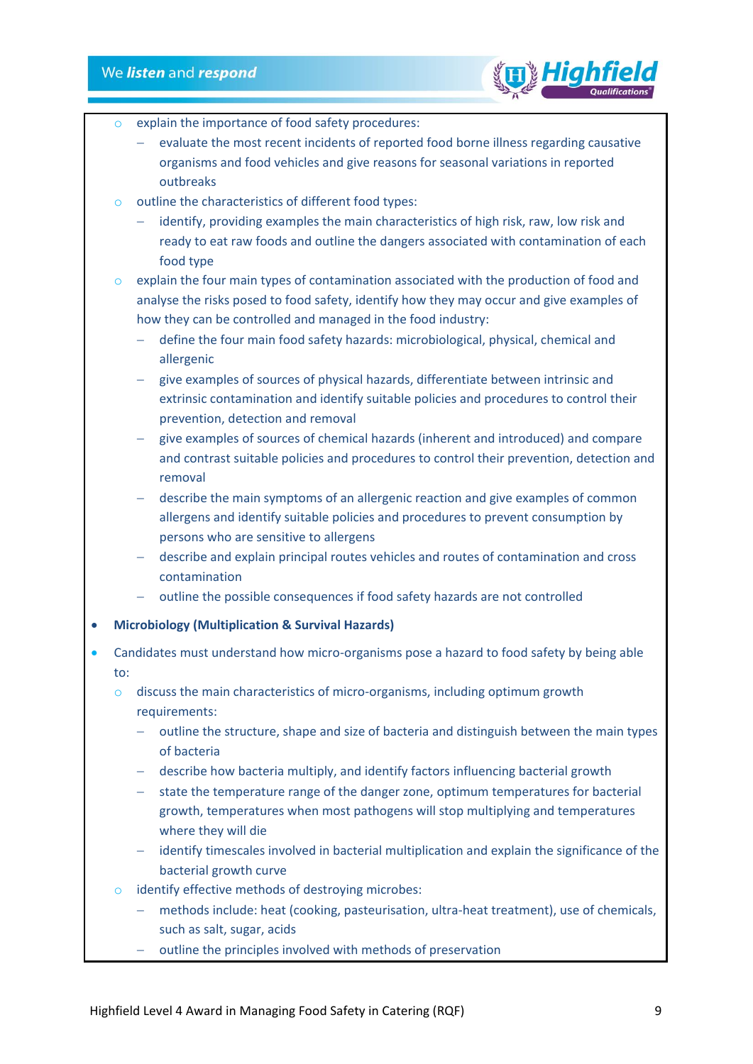- explain the importance of food safety procedures:
  - evaluate the most recent incidents of reported food borne illness regarding causative organisms and food vehicles and give reasons for seasonal variations in reported outbreaks
- outline the characteristics of different food types:
  - identify, providing examples the main characteristics of high risk, raw, low risk and ready to eat raw foods and outline the dangers associated with contamination of each food type
- explain the four main types of contamination associated with the production of food and analyse the risks posed to food safety, identify how they may occur and give examples of how they can be controlled and managed in the food industry:
  - define the four main food safety hazards: microbiological, physical, chemical and allergenic
  - give examples of sources of physical hazards, differentiate between intrinsic and extrinsic contamination and identify suitable policies and procedures to control their prevention, detection and removal
  - give examples of sources of chemical hazards (inherent and introduced) and compare and contrast suitable policies and procedures to control their prevention, detection and removal
  - describe the main symptoms of an allergenic reaction and give examples of common allergens and identify suitable policies and procedures to prevent consumption by persons who are sensitive to allergens
  - describe and explain principal routes vehicles and routes of contamination and cross contamination
  - outline the possible consequences if food safety hazards are not controlled

- **Microbiology (Multiplication & Survival Hazards)**
- Candidates must understand how micro-organisms pose a hazard to food safety by being able to:
  - discuss the main characteristics of micro-organisms, including optimum growth requirements:
    - outline the structure, shape and size of bacteria and distinguish between the main types of bacteria
    - describe how bacteria multiply, and identify factors influencing bacterial growth
    - state the temperature range of the danger zone, optimum temperatures for bacterial growth, temperatures when most pathogens will stop multiplying and temperatures where they will die
    - identify timescales involved in bacterial multiplication and explain the significance of the bacterial growth curve
  - identify effective methods of destroying microbes:
    - methods include: heat (cooking, pasteurisation, ultra-heat treatment), use of chemicals, such as salt, sugar, acids
    - outline the principles involved with methods of preservation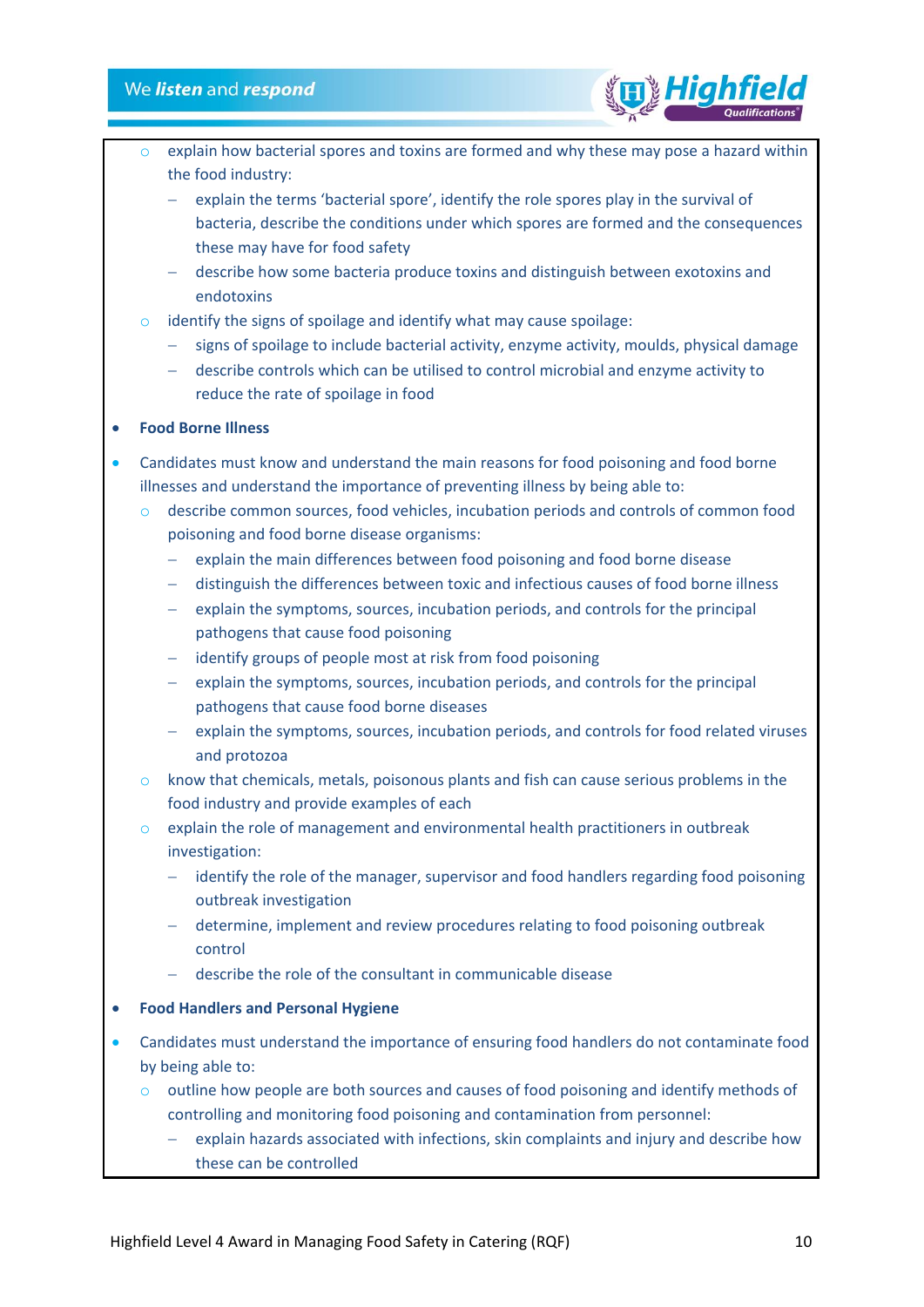- explain how bacterial spores and toxins are formed and why these may pose a hazard within the food industry:
  - explain the terms 'bacterial spore', identify the role spores play in the survival of bacteria, describe the conditions under which spores are formed and the consequences these may have for food safety
  - describe how some bacteria produce toxins and distinguish between exotoxins and endotoxins
- identify the signs of spoilage and identify what may cause spoilage:
  - signs of spoilage to include bacterial activity, enzyme activity, moulds, physical damage
  - describe controls which can be utilised to control microbial and enzyme activity to reduce the rate of spoilage in food

- **Food Borne Illness**
- Candidates must know and understand the main reasons for food poisoning and food borne illnesses and understand the importance of preventing illness by being able to:
  - describe common sources, food vehicles, incubation periods and controls of common food poisoning and food borne disease organisms:
    - explain the main differences between food poisoning and food borne disease
    - distinguish the differences between toxic and infectious causes of food borne illness
    - explain the symptoms, sources, incubation periods, and controls for the principal pathogens that cause food poisoning
    - identify groups of people most at risk from food poisoning
    - explain the symptoms, sources, incubation periods, and controls for the principal pathogens that cause food borne diseases
    - explain the symptoms, sources, incubation periods, and controls for food related viruses and protozoa
  - know that chemicals, metals, poisonous plants and fish can cause serious problems in the food industry and provide examples of each
  - explain the role of management and environmental health practitioners in outbreak investigation:
    - identify the role of the manager, supervisor and food handlers regarding food poisoning outbreak investigation
    - determine, implement and review procedures relating to food poisoning outbreak control
    - describe the role of the consultant in communicable disease

- **Food Handlers and Personal Hygiene**
- Candidates must understand the importance of ensuring food handlers do not contaminate food by being able to:
  - outline how people are both sources and causes of food poisoning and identify methods of controlling and monitoring food poisoning and contamination from personnel:
    - explain hazards associated with infections, skin complaints and injury and describe how these can be controlled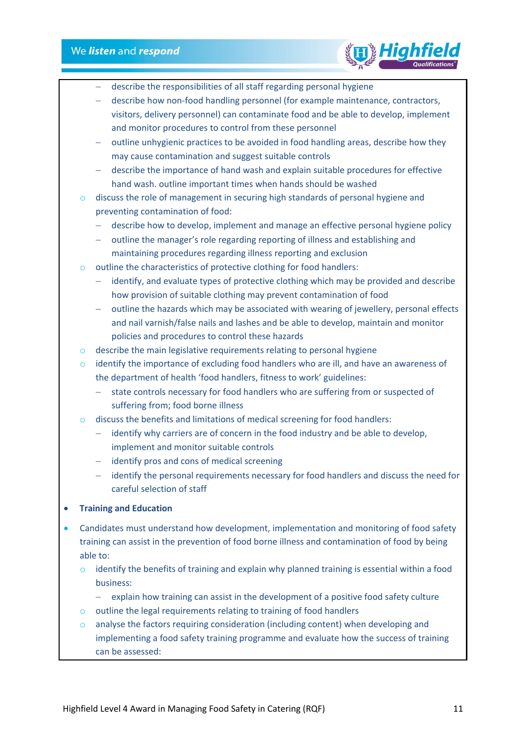- describe the responsibilities of all staff regarding personal hygiene
    - describe how non-food handling personnel (for example maintenance, contractors, visitors, delivery personnel) can contaminate food and be able to develop, implement and monitor procedures to control from these personnel
    - outline unhygienic practices to be avoided in food handling areas, describe how they may cause contamination and suggest suitable controls
    - describe the importance of hand wash and explain suitable procedures for effective hand wash. outline important times when hands should be washed
  - discuss the role of management in securing high standards of personal hygiene and preventing contamination of food:
    - describe how to develop, implement and manage an effective personal hygiene policy
    - outline the manager's role regarding reporting of illness and establishing and maintaining procedures regarding illness reporting and exclusion
  - outline the characteristics of protective clothing for food handlers:
    - identify, and evaluate types of protective clothing which may be provided and describe how provision of suitable clothing may prevent contamination of food
    - outline the hazards which may be associated with wearing of jewellery, personal effects and nail varnish/false nails and lashes and be able to develop, maintain and monitor policies and procedures to control these hazards
  - describe the main legislative requirements relating to personal hygiene
  - identify the importance of excluding food handlers who are ill, and have an awareness of the department of health 'food handlers, fitness to work' guidelines:
    - state controls necessary for food handlers who are suffering from or suspected of suffering from; food borne illness
  - discuss the benefits and limitations of medical screening for food handlers:
    - identify why carriers are of concern in the food industry and be able to develop, implement and monitor suitable controls
    - identify pros and cons of medical screening
    - identify the personal requirements necessary for food handlers and discuss the need for careful selection of staff

- **Training and Education**

- Candidates must understand how development, implementation and monitoring of food safety training can assist in the prevention of food borne illness and contamination of food by being able to:
  - identify the benefits of training and explain why planned training is essential within a food business:
    - explain how training can assist in the development of a positive food safety culture
  - outline the legal requirements relating to training of food handlers
  - analyse the factors requiring consideration (including content) when developing and implementing a food safety training programme and evaluate how the success of training can be assessed: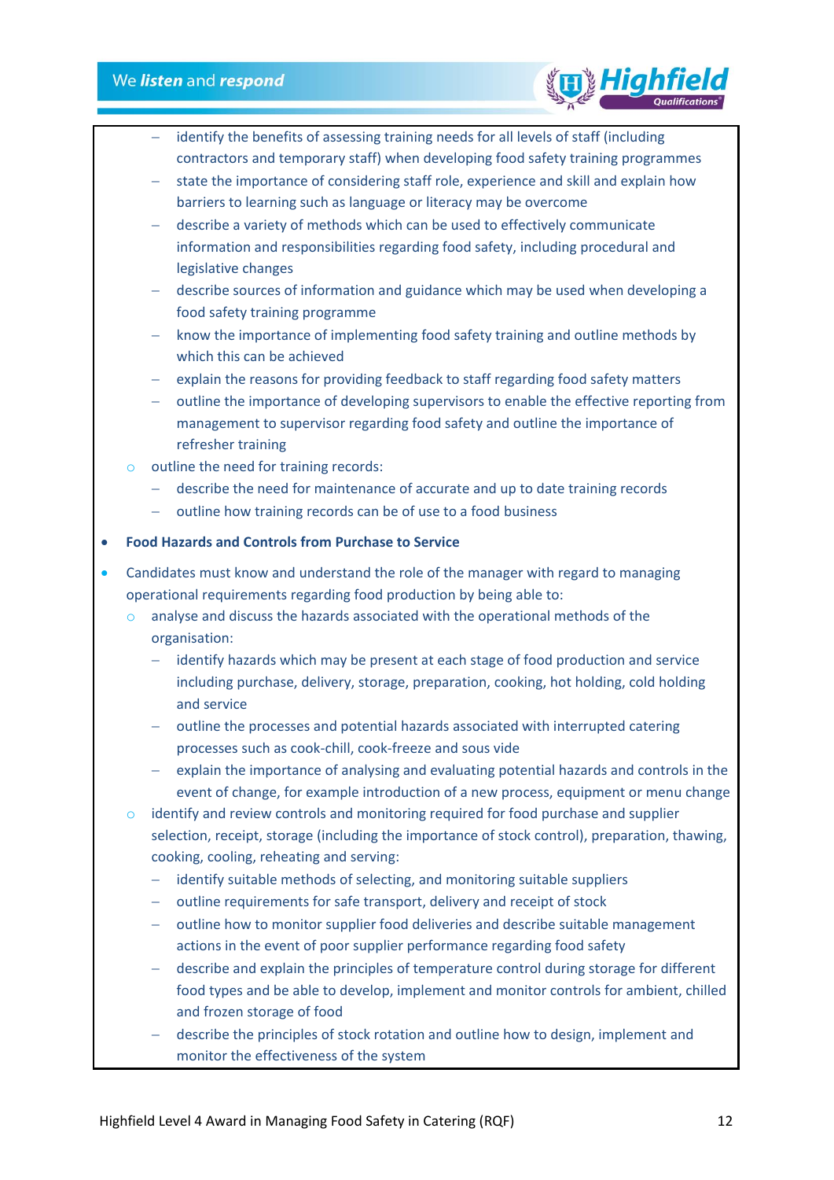- identify the benefits of assessing training needs for all levels of staff (including contractors and temporary staff) when developing food safety training programmes
    - state the importance of considering staff role, experience and skill and explain how barriers to learning such as language or literacy may be overcome
    - describe a variety of methods which can be used to effectively communicate information and responsibilities regarding food safety, including procedural and legislative changes
    - describe sources of information and guidance which may be used when developing a food safety training programme
    - know the importance of implementing food safety training and outline methods by which this can be achieved
    - explain the reasons for providing feedback to staff regarding food safety matters
    - outline the importance of developing supervisors to enable the effective reporting from management to supervisor regarding food safety and outline the importance of refresher training
  - outline the need for training records:
    - describe the need for maintenance of accurate and up to date training records
    - outline how training records can be of use to a food business

- **Food Hazards and Controls from Purchase to Service**

- Candidates must know and understand the role of the manager with regard to managing operational requirements regarding food production by being able to:
  - analyse and discuss the hazards associated with the operational methods of the organisation:
    - identify hazards which may be present at each stage of food production and service including purchase, delivery, storage, preparation, cooking, hot holding, cold holding and service
    - outline the processes and potential hazards associated with interrupted catering processes such as cook-chill, cook-freeze and sous vide
    - explain the importance of analysing and evaluating potential hazards and controls in the event of change, for example introduction of a new process, equipment or menu change
  - identify and review controls and monitoring required for food purchase and supplier selection, receipt, storage (including the importance of stock control), preparation, thawing, cooking, cooling, reheating and serving:
    - identify suitable methods of selecting, and monitoring suitable suppliers
    - outline requirements for safe transport, delivery and receipt of stock
    - outline how to monitor supplier food deliveries and describe suitable management actions in the event of poor supplier performance regarding food safety
    - describe and explain the principles of temperature control during storage for different food types and be able to develop, implement and monitor controls for ambient, chilled and frozen storage of food
    - describe the principles of stock rotation and outline how to design, implement and monitor the effectiveness of the system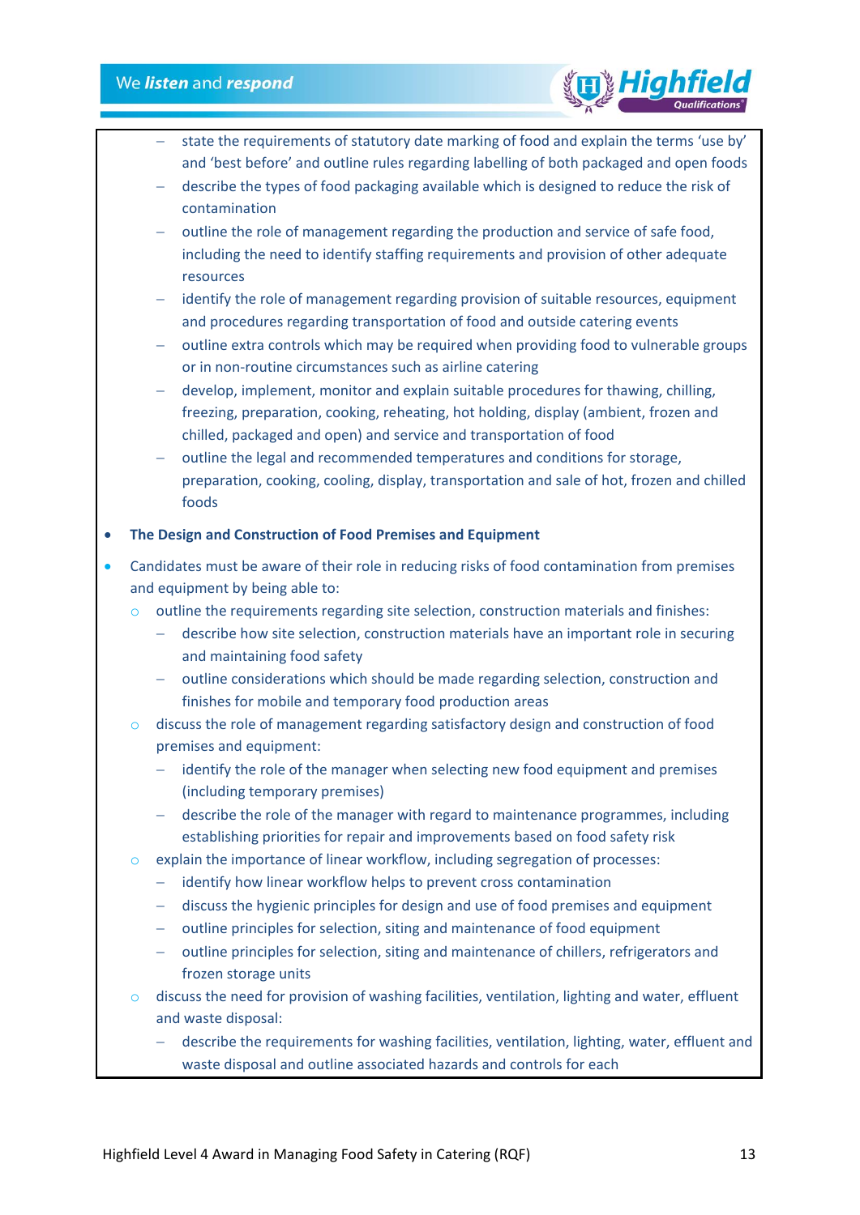- state the requirements of statutory date marking of food and explain the terms 'use by' and 'best before' and outline rules regarding labelling of both packaged and open foods
    - describe the types of food packaging available which is designed to reduce the risk of contamination
    - outline the role of management regarding the production and service of safe food, including the need to identify staffing requirements and provision of other adequate resources
    - identify the role of management regarding provision of suitable resources, equipment and procedures regarding transportation of food and outside catering events
    - outline extra controls which may be required when providing food to vulnerable groups or in non-routine circumstances such as airline catering
    - develop, implement, monitor and explain suitable procedures for thawing, chilling, freezing, preparation, cooking, reheating, hot holding, display (ambient, frozen and chilled, packaged and open) and service and transportation of food
    - outline the legal and recommended temperatures and conditions for storage, preparation, cooking, cooling, display, transportation and sale of hot, frozen and chilled foods

- **The Design and Construction of Food Premises and Equipment**
- Candidates must be aware of their role in reducing risks of food contamination from premises and equipment by being able to:
  - outline the requirements regarding site selection, construction materials and finishes:
    - describe how site selection, construction materials have an important role in securing and maintaining food safety
    - outline considerations which should be made regarding selection, construction and finishes for mobile and temporary food production areas
  - discuss the role of management regarding satisfactory design and construction of food premises and equipment:
    - identify the role of the manager when selecting new food equipment and premises (including temporary premises)
    - describe the role of the manager with regard to maintenance programmes, including establishing priorities for repair and improvements based on food safety risk
  - explain the importance of linear workflow, including segregation of processes:
    - identify how linear workflow helps to prevent cross contamination
    - discuss the hygienic principles for design and use of food premises and equipment
    - outline principles for selection, siting and maintenance of food equipment
    - outline principles for selection, siting and maintenance of chillers, refrigerators and frozen storage units
  - discuss the need for provision of washing facilities, ventilation, lighting and water, effluent and waste disposal:
    - describe the requirements for washing facilities, ventilation, lighting, water, effluent and waste disposal and outline associated hazards and controls for each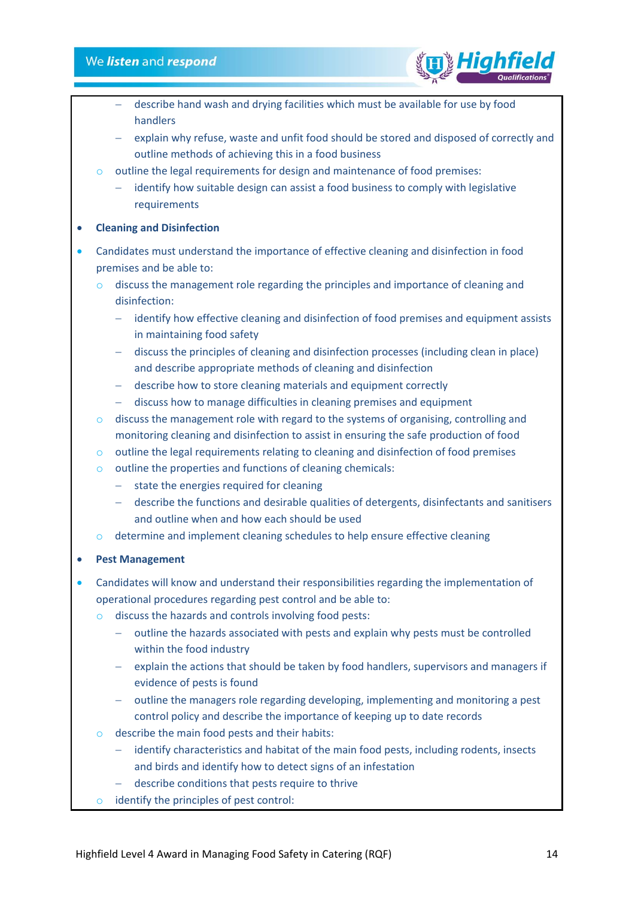- describe hand wash and drying facilities which must be available for use by food handlers
    - explain why refuse, waste and unfit food should be stored and disposed of correctly and outline methods of achieving this in a food business
  - outline the legal requirements for design and maintenance of food premises:
    - identify how suitable design can assist a food business to comply with legislative requirements

- **Cleaning and Disinfection**

- Candidates must understand the importance of effective cleaning and disinfection in food premises and be able to:
  - discuss the management role regarding the principles and importance of cleaning and disinfection:
    - identify how effective cleaning and disinfection of food premises and equipment assists in maintaining food safety
    - discuss the principles of cleaning and disinfection processes (including clean in place) and describe appropriate methods of cleaning and disinfection
    - describe how to store cleaning materials and equipment correctly
    - discuss how to manage difficulties in cleaning premises and equipment
  - discuss the management role with regard to the systems of organising, controlling and monitoring cleaning and disinfection to assist in ensuring the safe production of food
  - outline the legal requirements relating to cleaning and disinfection of food premises
  - outline the properties and functions of cleaning chemicals:
    - state the energies required for cleaning
    - describe the functions and desirable qualities of detergents, disinfectants and sanitisers and outline when and how each should be used
  - determine and implement cleaning schedules to help ensure effective cleaning

- **Pest Management**

- Candidates will know and understand their responsibilities regarding the implementation of operational procedures regarding pest control and be able to:
  - discuss the hazards and controls involving food pests:
    - outline the hazards associated with pests and explain why pests must be controlled within the food industry
    - explain the actions that should be taken by food handlers, supervisors and managers if evidence of pests is found
    - outline the managers role regarding developing, implementing and monitoring a pest control policy and describe the importance of keeping up to date records
  - describe the main food pests and their habits:
    - identify characteristics and habitat of the main food pests, including rodents, insects and birds and identify how to detect signs of an infestation
    - describe conditions that pests require to thrive
  - identify the principles of pest control: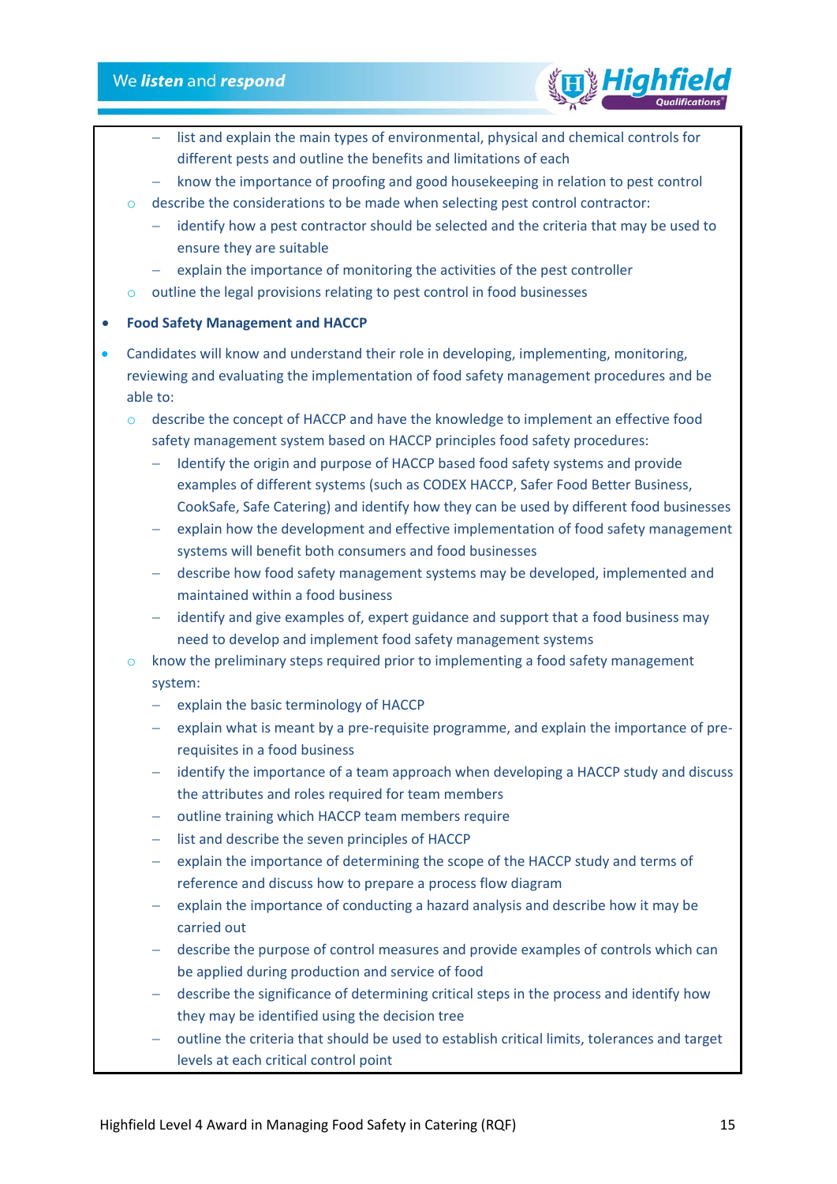- list and explain the main types of environmental, physical and chemical controls for different pests and outline the benefits and limitations of each
    - know the importance of proofing and good housekeeping in relation to pest control
  - describe the considerations to be made when selecting pest control contractor:
    - identify how a pest contractor should be selected and the criteria that may be used to ensure they are suitable
    - explain the importance of monitoring the activities of the pest controller
  - outline the legal provisions relating to pest control in food businesses

- **Food Safety Management and HACCP**
- Candidates will know and understand their role in developing, implementing, monitoring, reviewing and evaluating the implementation of food safety management procedures and be able to:
  - describe the concept of HACCP and have the knowledge to implement an effective food safety management system based on HACCP principles food safety procedures:
    - Identify the origin and purpose of HACCP based food safety systems and provide examples of different systems (such as CODEX HACCP, Safer Food Better Business, CookSafe, Safe Catering) and identify how they can be used by different food businesses
    - explain how the development and effective implementation of food safety management systems will benefit both consumers and food businesses
    - describe how food safety management systems may be developed, implemented and maintained within a food business
    - identify and give examples of, expert guidance and support that a food business may need to develop and implement food safety management systems
  - know the preliminary steps required prior to implementing a food safety management system:
    - explain the basic terminology of HACCP
    - explain what is meant by a pre-requisite programme, and explain the importance of pre-requisites in a food business
    - identify the importance of a team approach when developing a HACCP study and discuss the attributes and roles required for team members
    - outline training which HACCP team members require
    - list and describe the seven principles of HACCP
    - explain the importance of determining the scope of the HACCP study and terms of reference and discuss how to prepare a process flow diagram
    - explain the importance of conducting a hazard analysis and describe how it may be carried out
    - describe the purpose of control measures and provide examples of controls which can be applied during production and service of food
    - describe the significance of determining critical steps in the process and identify how they may be identified using the decision tree
    - outline the criteria that should be used to establish critical limits, tolerances and target levels at each critical control point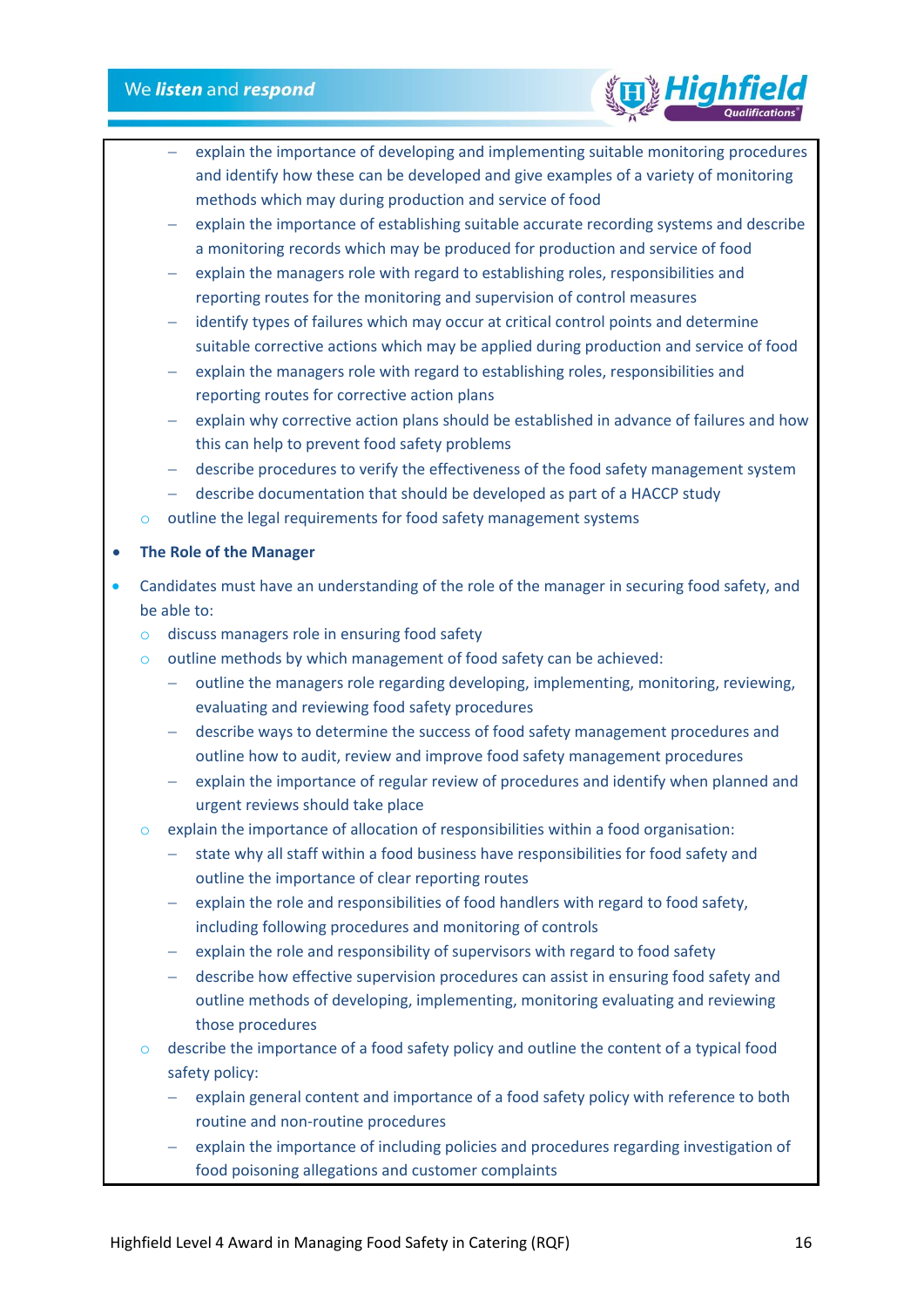- explain the importance of developing and implementing suitable monitoring procedures and identify how these can be developed and give examples of a variety of monitoring methods which may during production and service of food
    - explain the importance of establishing suitable accurate recording systems and describe a monitoring records which may be produced for production and service of food
    - explain the managers role with regard to establishing roles, responsibilities and reporting routes for the monitoring and supervision of control measures
    - identify types of failures which may occur at critical control points and determine suitable corrective actions which may be applied during production and service of food
    - explain the managers role with regard to establishing roles, responsibilities and reporting routes for corrective action plans
    - explain why corrective action plans should be established in advance of failures and how this can help to prevent food safety problems
    - describe procedures to verify the effectiveness of the food safety management system
    - describe documentation that should be developed as part of a HACCP study
  - outline the legal requirements for food safety management systems

- **The Role of the Manager**

- Candidates must have an understanding of the role of the manager in securing food safety, and be able to:
  - discuss managers role in ensuring food safety
  - outline methods by which management of food safety can be achieved:
    - outline the managers role regarding developing, implementing, monitoring, reviewing, evaluating and reviewing food safety procedures
    - describe ways to determine the success of food safety management procedures and outline how to audit, review and improve food safety management procedures
    - explain the importance of regular review of procedures and identify when planned and urgent reviews should take place
  - explain the importance of allocation of responsibilities within a food organisation:
    - state why all staff within a food business have responsibilities for food safety and outline the importance of clear reporting routes
    - explain the role and responsibilities of food handlers with regard to food safety, including following procedures and monitoring of controls
    - explain the role and responsibility of supervisors with regard to food safety
    - describe how effective supervision procedures can assist in ensuring food safety and outline methods of developing, implementing, monitoring evaluating and reviewing those procedures
  - describe the importance of a food safety policy and outline the content of a typical food safety policy:
    - explain general content and importance of a food safety policy with reference to both routine and non-routine procedures
    - explain the importance of including policies and procedures regarding investigation of food poisoning allegations and customer complaints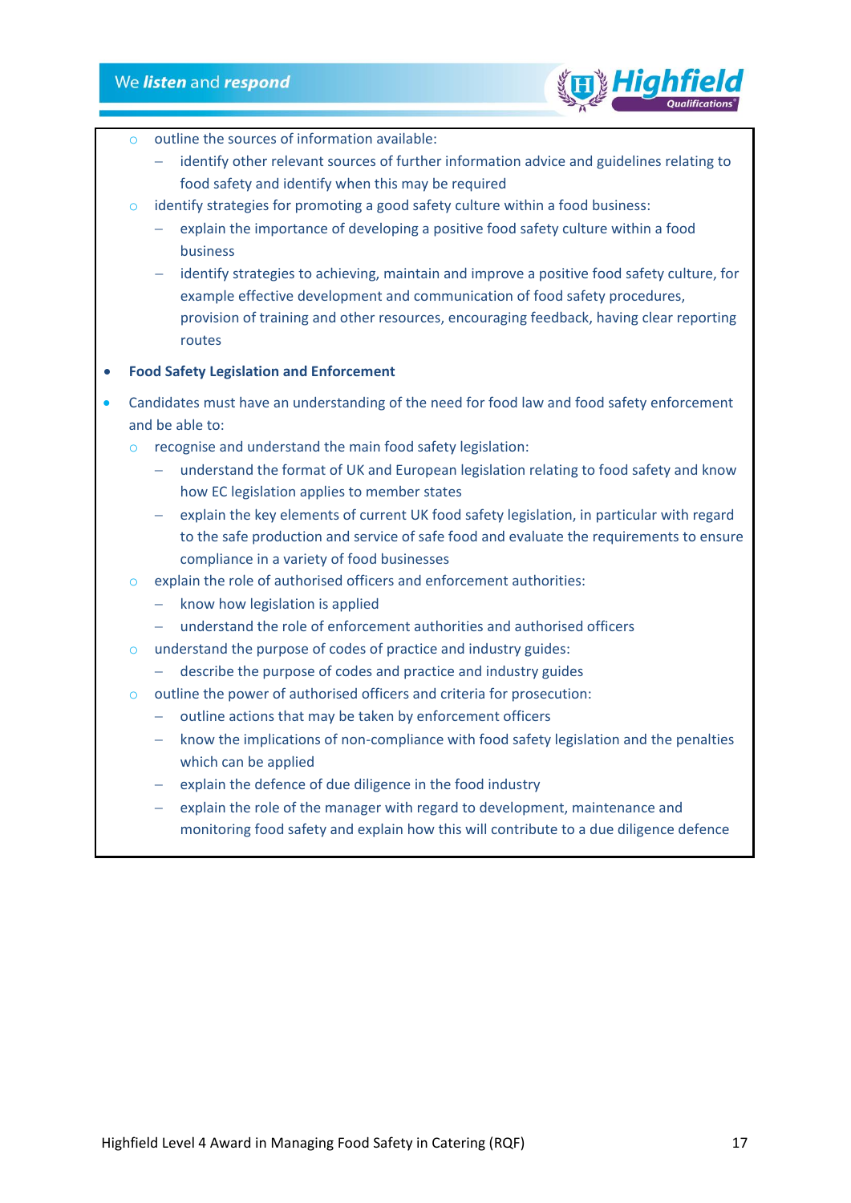- outline the sources of information available:
  - identify other relevant sources of further information advice and guidelines relating to food safety and identify when this may be required
- identify strategies for promoting a good safety culture within a food business:
  - explain the importance of developing a positive food safety culture within a food business
  - identify strategies to achieving, maintain and improve a positive food safety culture, for example effective development and communication of food safety procedures, provision of training and other resources, encouraging feedback, having clear reporting routes

- **Food Safety Legislation and Enforcement**

- Candidates must have an understanding of the need for food law and food safety enforcement and be able to:
  - recognise and understand the main food safety legislation:
    - understand the format of UK and European legislation relating to food safety and know how EC legislation applies to member states
    - explain the key elements of current UK food safety legislation, in particular with regard to the safe production and service of safe food and evaluate the requirements to ensure compliance in a variety of food businesses
  - explain the role of authorised officers and enforcement authorities:
    - know how legislation is applied
    - understand the role of enforcement authorities and authorised officers
  - understand the purpose of codes of practice and industry guides:
    - describe the purpose of codes and practice and industry guides
  - outline the power of authorised officers and criteria for prosecution:
    - outline actions that may be taken by enforcement officers
    - know the implications of non-compliance with food safety legislation and the penalties which can be applied
    - explain the defence of due diligence in the food industry
    - explain the role of the manager with regard to development, maintenance and monitoring food safety and explain how this will contribute to a due diligence defence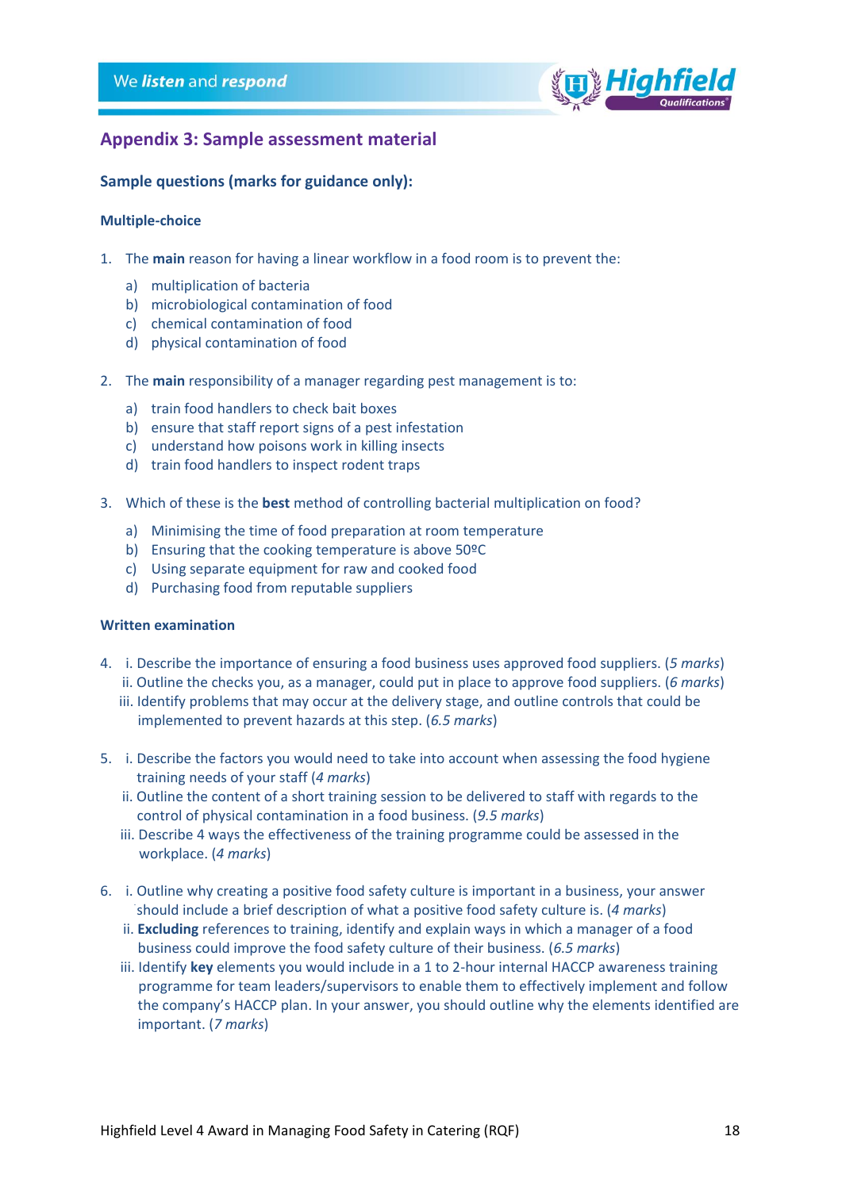## Appendix 3: Sample assessment material

### Sample questions (marks for guidance only):

#### Multiple-choice

1. The **main** reason for having a linear workflow in a food room is to prevent the:
   a) multiplication of bacteria
   b) microbiological contamination of food
   c) chemical contamination of food
   d) physical contamination of food

2. The **main** responsibility of a manager regarding pest management is to:
   a) train food handlers to check bait boxes
   b) ensure that staff report signs of a pest infestation
   c) understand how poisons work in killing insects
   d) train food handlers to inspect rodent traps

3. Which of these is the **best** method of controlling bacterial multiplication on food?
   a) Minimising the time of food preparation at room temperature
   b) Ensuring that the cooking temperature is above 50ºC
   c) Using separate equipment for raw and cooked food
   d) Purchasing food from reputable suppliers

#### Written examination

4. i. Describe the importance of ensuring a food business uses approved food suppliers. (*5 marks*)
   ii. Outline the checks you, as a manager, could put in place to approve food suppliers. (*6 marks*)
   iii. Identify problems that may occur at the delivery stage, and outline controls that could be implemented to prevent hazards at this step. (*6.5 marks*)

5. i. Describe the factors you would need to take into account when assessing the food hygiene training needs of your staff (*4 marks*)
   ii. Outline the content of a short training session to be delivered to staff with regards to the control of physical contamination in a food business. (*9.5 marks*)
   iii. Describe 4 ways the effectiveness of the training programme could be assessed in the workplace. (*4 marks*)

6. i. Outline why creating a positive food safety culture is important in a business, your answer should include a brief description of what a positive food safety culture is. (*4 marks*)
   ii. **Excluding** references to training, identify and explain ways in which a manager of a food business could improve the food safety culture of their business. (*6.5 marks*)
   iii. Identify **key** elements you would include in a 1 to 2-hour internal HACCP awareness training programme for team leaders/supervisors to enable them to effectively implement and follow the company's HACCP plan. In your answer, you should outline why the elements identified are important. (*7 marks*)